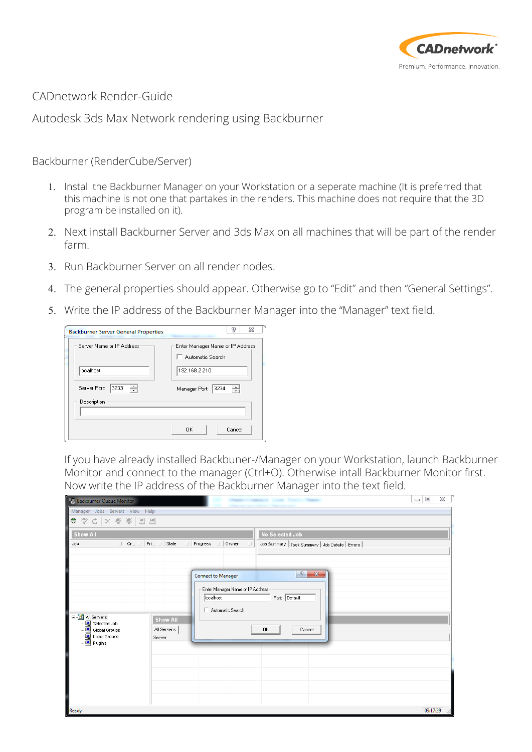CADnetwork Render-Guide

Autodesk 3ds Max Network rendering using Backburner

Backburner (RenderCube/Server)

1. Install the Backburner Manager on your Workstation or a seperate machine (It is preferred that this machine is not one that partakes in the renders. This machine does not require that the 3D program be installed on it).
2. Next install Backburner Server and 3ds Max on all machines that will be part of the render farm.
3. Run Backburner Server on all render nodes.
4. The general properties should appear. Otherwise go to “Edit” and then “General Settings”.
5. Write the IP address of the Backburner Manager into the “Manager” text field.

   If you have already installed Backbuner-/Manager on your Workstation, launch Backburner Monitor and connect to the manager (Ctrl+O). Otherwise intall Backburner Monitor first. Now write the IP address of the Backburner Manager into the text field.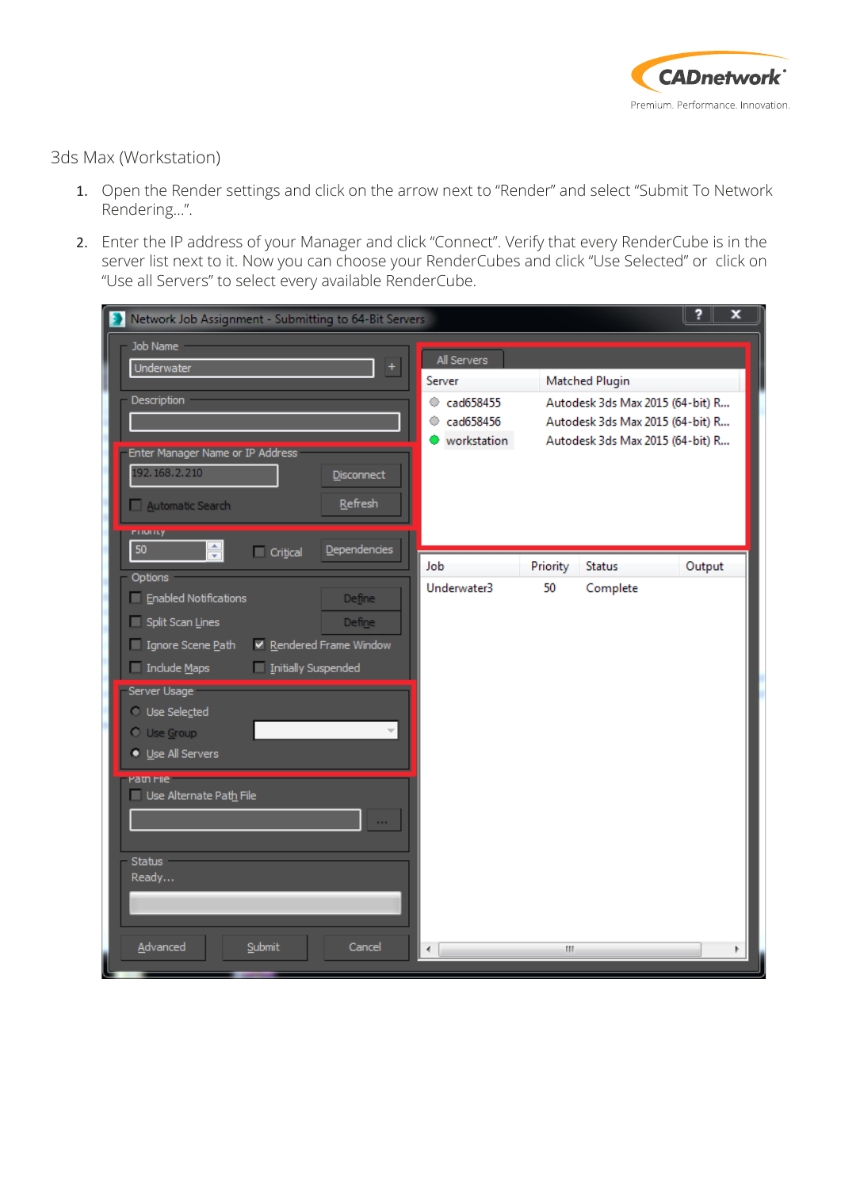3ds Max (Workstation)

1. Open the Render settings and click on the arrow next to “Render” and select “Submit To Network Rendering...”.
2. Enter the IP address of your Manager and click “Connect”. Verify that every RenderCube is in the server list next to it. Now you can choose your RenderCubes and click “Use Selected” or click on “Use all Servers” to select every available RenderCube.